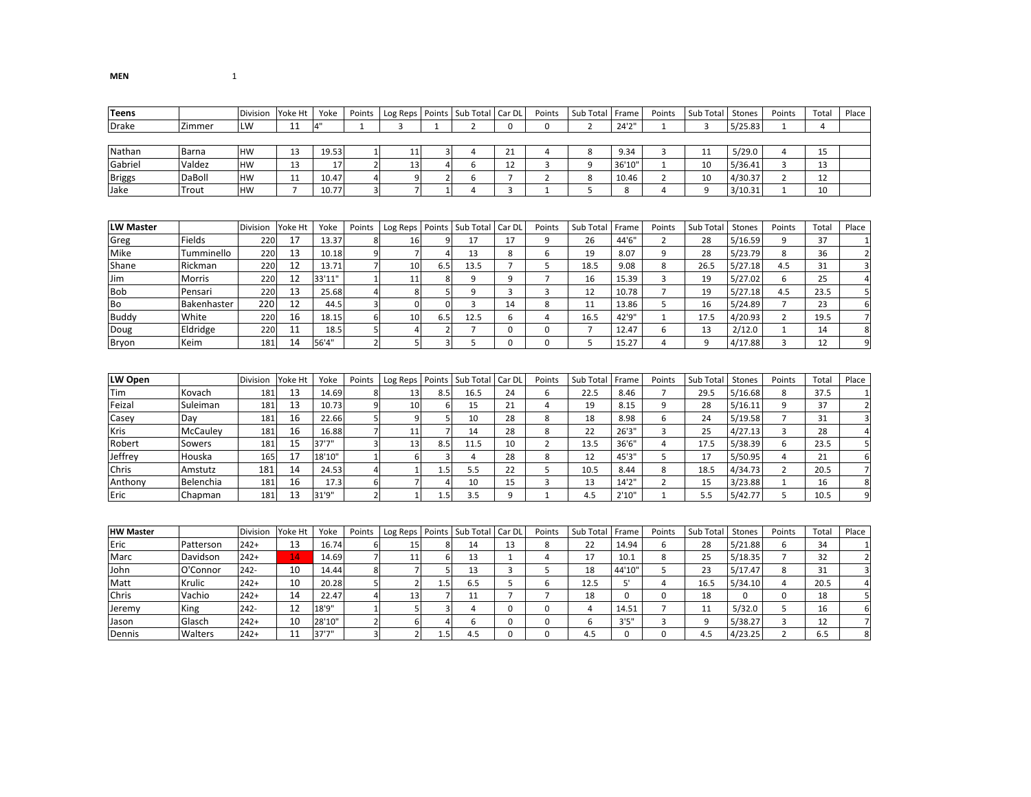**MEN** 1

| Teens | | Division | Yoke Ht | Yoke | Points | Log Reps | Points | Sub Total | Car DL | Points | Sub Total | Frame | Points | Sub Total | Stones | Points | Total | Place |
|---|---|---|---|---|---|---|---|---|---|---|---|---|---|---|---|---|---|---|
| Drake | Zimmer | LW | 11 | 4" | 1 | 3 | 1 | 2 | 0 | 0 | 2 | 24'2" | 1 | 3 | 5/25.83 | 1 | 4 | |
| | | | | | | | | | | | | | | | | | | |
| Nathan | Barna | HW | 13 | 19.53 | 1 | 11 | 3 | 4 | 21 | 4 | 8 | 9.34 | 3 | 11 | 5/29.0 | 4 | 15 | |
| Gabriel | Valdez | HW | 13 | 17 | 2 | 13 | 4 | 6 | 12 | 3 | 9 | 36'10" | 1 | 10 | 5/36.41 | 3 | 13 | |
| Briggs | DaBoll | HW | 11 | 10.47 | 4 | 9 | 2 | 6 | 7 | 2 | 8 | 10.46 | 2 | 10 | 4/30.37 | 2 | 12 | |
| Jake | Trout | HW | 7 | 10.77 | 3 | 7 | 1 | 4 | 3 | 1 | 5 | 8 | 4 | 9 | 3/10.31 | 1 | 10 | |

| LW Master | | Division | Yoke Ht | Yoke | Points | Log Reps | Points | Sub Total | Car DL | Points | Sub Total | Frame | Points | Sub Total | Stones | Points | Total | Place |
|---|---|---|---|---|---|---|---|---|---|---|---|---|---|---|---|---|---|---|
| Greg | Fields | 220 | 17 | 13.37 | 8 | 16 | 9 | 17 | 17 | 9 | 26 | 44'6" | 2 | 28 | 5/16.59 | 9 | 37 | 1 |
| Mike | Tumminello | 220 | 13 | 10.18 | 9 | 7 | 4 | 13 | 8 | 6 | 19 | 8.07 | 9 | 28 | 5/23.79 | 8 | 36 | 2 |
| Shane | Rickman | 220 | 12 | 13.71 | 7 | 10 | 6.5 | 13.5 | 7 | 5 | 18.5 | 9.08 | 8 | 26.5 | 5/27.18 | 4.5 | 31 | 3 |
| Jim | Morris | 220 | 12 | 33'11" | 1 | 11 | 8 | 9 | 9 | 7 | 16 | 15.39 | 3 | 19 | 5/27.02 | 6 | 25 | 4 |
| Bob | Pensari | 220 | 13 | 25.68 | 4 | 8 | 5 | 9 | 3 | 3 | 12 | 10.78 | 7 | 19 | 5/27.18 | 4.5 | 23.5 | 5 |
| Bo | Bakenhaster | 220 | 12 | 44.5 | 3 | 0 | 0 | 3 | 14 | 8 | 11 | 13.86 | 5 | 16 | 5/24.89 | 7 | 23 | 6 |
| Buddy | White | 220 | 16 | 18.15 | 6 | 10 | 6.5 | 12.5 | 6 | 4 | 16.5 | 42'9" | 1 | 17.5 | 4/20.93 | 2 | 19.5 | 7 |
| Doug | Eldridge | 220 | 11 | 18.5 | 5 | 4 | 2 | 7 | 0 | 0 | 7 | 12.47 | 6 | 13 | 2/12.0 | 1 | 14 | 8 |
| Bryon | Keim | 181 | 14 | 56'4" | 2 | 5 | 3 | 5 | 0 | 0 | 5 | 15.27 | 4 | 9 | 4/17.88 | 3 | 12 | 9 |

| LW Open | | Division | Yoke Ht | Yoke | Points | Log Reps | Points | Sub Total | Car DL | Points | Sub Total | Frame | Points | Sub Total | Stones | Points | Total | Place |
|---|---|---|---|---|---|---|---|---|---|---|---|---|---|---|---|---|---|---|
| Tim | Kovach | 181 | 13 | 14.69 | 8 | 13 | 8.5 | 16.5 | 24 | 6 | 22.5 | 8.46 | 7 | 29.5 | 5/16.68 | 8 | 37.5 | 1 |
| Feizal | Suleiman | 181 | 13 | 10.73 | 9 | 10 | 6 | 15 | 21 | 4 | 19 | 8.15 | 9 | 28 | 5/16.11 | 9 | 37 | 2 |
| Casey | Day | 181 | 16 | 22.66 | 5 | 9 | 5 | 10 | 28 | 8 | 18 | 8.98 | 6 | 24 | 5/19.58 | 7 | 31 | 3 |
| Kris | McCauley | 181 | 16 | 16.88 | 7 | 11 | 7 | 14 | 28 | 8 | 22 | 26'3" | 3 | 25 | 4/27.13 | 3 | 28 | 4 |
| Robert | Sowers | 181 | 15 | 37'7" | 3 | 13 | 8.5 | 11.5 | 10 | 2 | 13.5 | 36'6" | 4 | 17.5 | 5/38.39 | 6 | 23.5 | 5 |
| Jeffrey | Houska | 165 | 17 | 18'10" | 1 | 6 | 3 | 4 | 28 | 8 | 12 | 45'3" | 5 | 17 | 5/50.95 | 4 | 21 | 6 |
| Chris | Amstutz | 181 | 14 | 24.53 | 4 | 1 | 1.5 | 5.5 | 22 | 5 | 10.5 | 8.44 | 8 | 18.5 | 4/34.73 | 2 | 20.5 | 7 |
| Anthony | Belenchia | 181 | 16 | 17.3 | 6 | 7 | 4 | 10 | 15 | 3 | 13 | 14'2" | 2 | 15 | 3/23.88 | 1 | 16 | 8 |
| Eric | Chapman | 181 | 13 | 31'9" | 2 | 1 | 1.5 | 3.5 | 9 | 1 | 4.5 | 2'10" | 1 | 5.5 | 5/42.77 | 5 | 10.5 | 9 |

| HW Master | | Division | Yoke Ht | Yoke | Points | Log Reps | Points | Sub Total | Car DL | Points | Sub Total | Frame | Points | Sub Total | Stones | Points | Total | Place |
|---|---|---|---|---|---|---|---|---|---|---|---|---|---|---|---|---|---|---|
| Eric | Patterson | 242+ | 13 | 16.74 | 6 | 15 | 8 | 14 | 13 | 8 | 22 | 14.94 | 6 | 28 | 5/21.88 | 6 | 34 | 1 |
| Marc | Davidson | 242+ | 14 | 14.69 | 7 | 11 | 6 | 13 | 1 | 4 | 17 | 10.1 | 8 | 25 | 5/18.35 | 7 | 32 | 2 |
| John | O'Connor | 242- | 10 | 14.44 | 8 | 7 | 5 | 13 | 3 | 5 | 18 | 44'10" | 5 | 23 | 5/17.47 | 8 | 31 | 3 |
| Matt | Krulic | 242+ | 10 | 20.28 | 5 | 2 | 1.5 | 6.5 | 5 | 6 | 12.5 | 5' | 4 | 16.5 | 5/34.10 | 4 | 20.5 | 4 |
| Chris | Vachio | 242+ | 14 | 22.47 | 4 | 13 | 7 | 11 | 7 | 7 | 18 | 0 | 0 | 18 | 0 | 0 | 18 | 5 |
| Jeremy | King | 242- | 12 | 18'9" | 1 | 5 | 3 | 4 | 0 | 0 | 4 | 14.51 | 7 | 11 | 5/32.0 | 5 | 16 | 6 |
| Jason | Glasch | 242+ | 10 | 28'10" | 2 | 6 | 4 | 6 | 0 | 0 | 6 | 3'5" | 3 | 9 | 5/38.27 | 3 | 12 | 7 |
| Dennis | Walters | 242+ | 11 | 37'7" | 3 | 2 | 1.5 | 4.5 | 0 | 0 | 4.5 | 0 | 0 | 4.5 | 4/23.25 | 2 | 6.5 | 8 |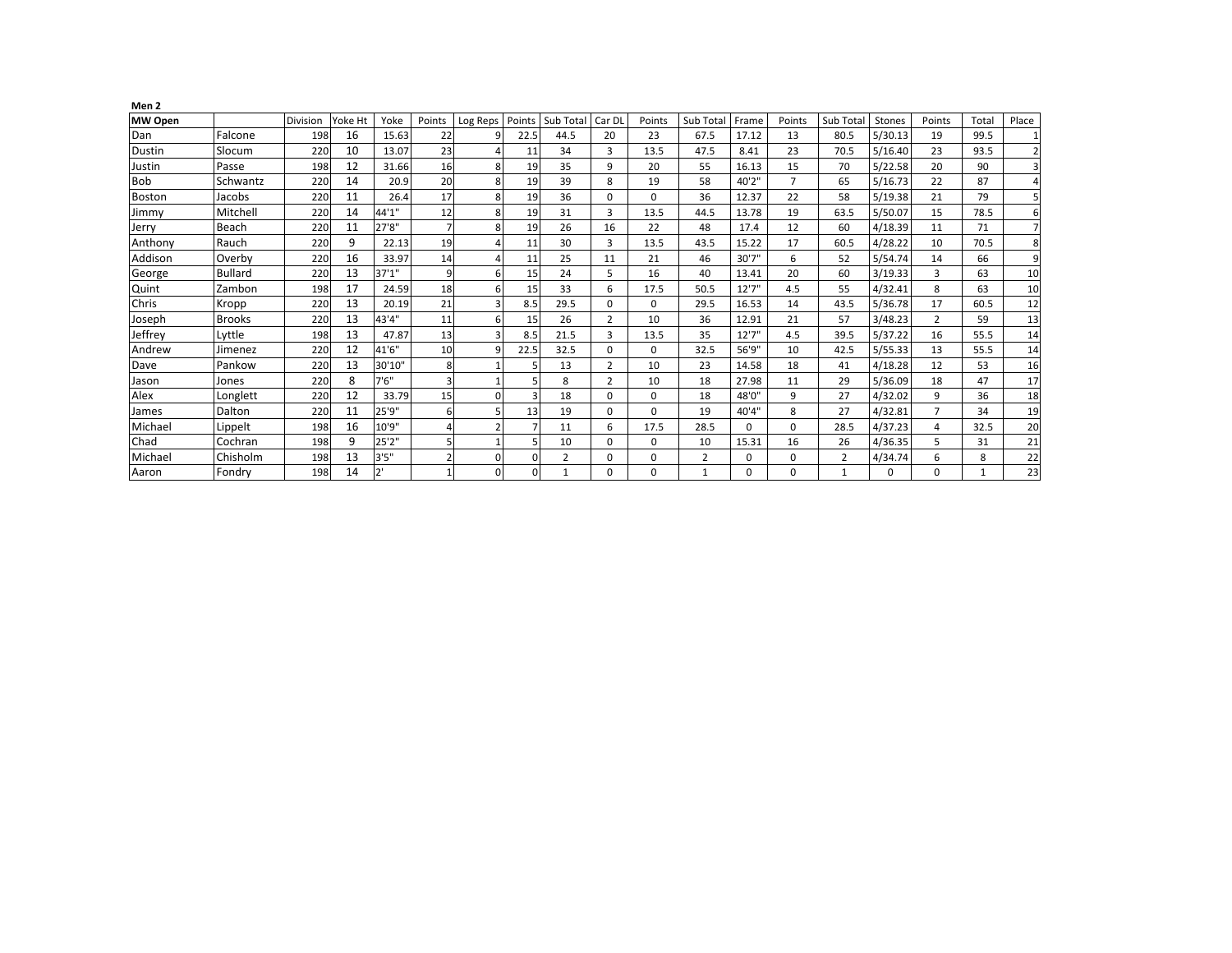**Men 2**

| MW Open | | Division | Yoke Ht | Yoke | Points | Log Reps | Points | Sub Total | Car DL | Points | Sub Total | Frame | Points | Sub Total | Stones | Points | Total | Place |
|---|---|---|---|---|---|---|---|---|---|---|---|---|---|---|---|---|---|---|
| Dan | Falcone | 198 | 16 | 15.63 | 22 | 9 | 22.5 | 44.5 | 20 | 23 | 67.5 | 17.12 | 13 | 80.5 | 5/30.13 | 19 | 99.5 | 1 |
| Dustin | Slocum | 220 | 10 | 13.07 | 23 | 4 | 11 | 34 | 3 | 13.5 | 47.5 | 8.41 | 23 | 70.5 | 5/16.40 | 23 | 93.5 | 2 |
| Justin | Passe | 198 | 12 | 31.66 | 16 | 8 | 19 | 35 | 9 | 20 | 55 | 16.13 | 15 | 70 | 5/22.58 | 20 | 90 | 3 |
| Bob | Schwantz | 220 | 14 | 20.9 | 20 | 8 | 19 | 39 | 8 | 19 | 58 | 40'2" | 7 | 65 | 5/16.73 | 22 | 87 | 4 |
| Boston | Jacobs | 220 | 11 | 26.4 | 17 | 8 | 19 | 36 | 0 | 0 | 36 | 12.37 | 22 | 58 | 5/19.38 | 21 | 79 | 5 |
| Jimmy | Mitchell | 220 | 14 | 44'1" | 12 | 8 | 19 | 31 | 3 | 13.5 | 44.5 | 13.78 | 19 | 63.5 | 5/50.07 | 15 | 78.5 | 6 |
| Jerry | Beach | 220 | 11 | 27'8" | 7 | 8 | 19 | 26 | 16 | 22 | 48 | 17.4 | 12 | 60 | 4/18.39 | 11 | 71 | 7 |
| Anthony | Rauch | 220 | 9 | 22.13 | 19 | 4 | 11 | 30 | 3 | 13.5 | 43.5 | 15.22 | 17 | 60.5 | 4/28.22 | 10 | 70.5 | 8 |
| Addison | Overby | 220 | 16 | 33.97 | 14 | 4 | 11 | 25 | 11 | 21 | 46 | 30'7" | 6 | 52 | 5/54.74 | 14 | 66 | 9 |
| George | Bullard | 220 | 13 | 37'1" | 9 | 6 | 15 | 24 | 5 | 16 | 40 | 13.41 | 20 | 60 | 3/19.33 | 3 | 63 | 10 |
| Quint | Zambon | 198 | 17 | 24.59 | 18 | 6 | 15 | 33 | 6 | 17.5 | 50.5 | 12'7" | 4.5 | 55 | 4/32.41 | 8 | 63 | 10 |
| Chris | Kropp | 220 | 13 | 20.19 | 21 | 3 | 8.5 | 29.5 | 0 | 0 | 29.5 | 16.53 | 14 | 43.5 | 5/36.78 | 17 | 60.5 | 12 |
| Joseph | Brooks | 220 | 13 | 43'4" | 11 | 6 | 15 | 26 | 2 | 10 | 36 | 12.91 | 21 | 57 | 3/48.23 | 2 | 59 | 13 |
| Jeffrey | Lyttle | 198 | 13 | 47.87 | 13 | 3 | 8.5 | 21.5 | 3 | 13.5 | 35 | 12'7" | 4.5 | 39.5 | 5/37.22 | 16 | 55.5 | 14 |
| Andrew | Jimenez | 220 | 12 | 41'6" | 10 | 9 | 22.5 | 32.5 | 0 | 0 | 32.5 | 56'9" | 10 | 42.5 | 5/55.33 | 13 | 55.5 | 14 |
| Dave | Pankow | 220 | 13 | 30'10" | 8 | 1 | 5 | 13 | 2 | 10 | 23 | 14.58 | 18 | 41 | 4/18.28 | 12 | 53 | 16 |
| Jason | Jones | 220 | 8 | 7'6" | 3 | 1 | 5 | 8 | 2 | 10 | 18 | 27.98 | 11 | 29 | 5/36.09 | 18 | 47 | 17 |
| Alex | Longlett | 220 | 12 | 33.79 | 15 | 0 | 3 | 18 | 0 | 0 | 18 | 48'0" | 9 | 27 | 4/32.02 | 9 | 36 | 18 |
| James | Dalton | 220 | 11 | 25'9" | 6 | 5 | 13 | 19 | 0 | 0 | 19 | 40'4" | 8 | 27 | 4/32.81 | 7 | 34 | 19 |
| Michael | Lippelt | 198 | 16 | 10'9" | 4 | 2 | 7 | 11 | 6 | 17.5 | 28.5 | 0 | 0 | 28.5 | 4/37.23 | 4 | 32.5 | 20 |
| Chad | Cochran | 198 | 9 | 25'2" | 5 | 1 | 5 | 10 | 0 | 0 | 10 | 15.31 | 16 | 26 | 4/36.35 | 5 | 31 | 21 |
| Michael | Chisholm | 198 | 13 | 3'5" | 2 | 0 | 0 | 2 | 0 | 0 | 2 | 0 | 0 | 2 | 4/34.74 | 6 | 8 | 22 |
| Aaron | Fondry | 198 | 14 | 2' | 1 | 0 | 0 | 1 | 0 | 0 | 1 | 0 | 0 | 1 | 0 | 0 | 1 | 23 |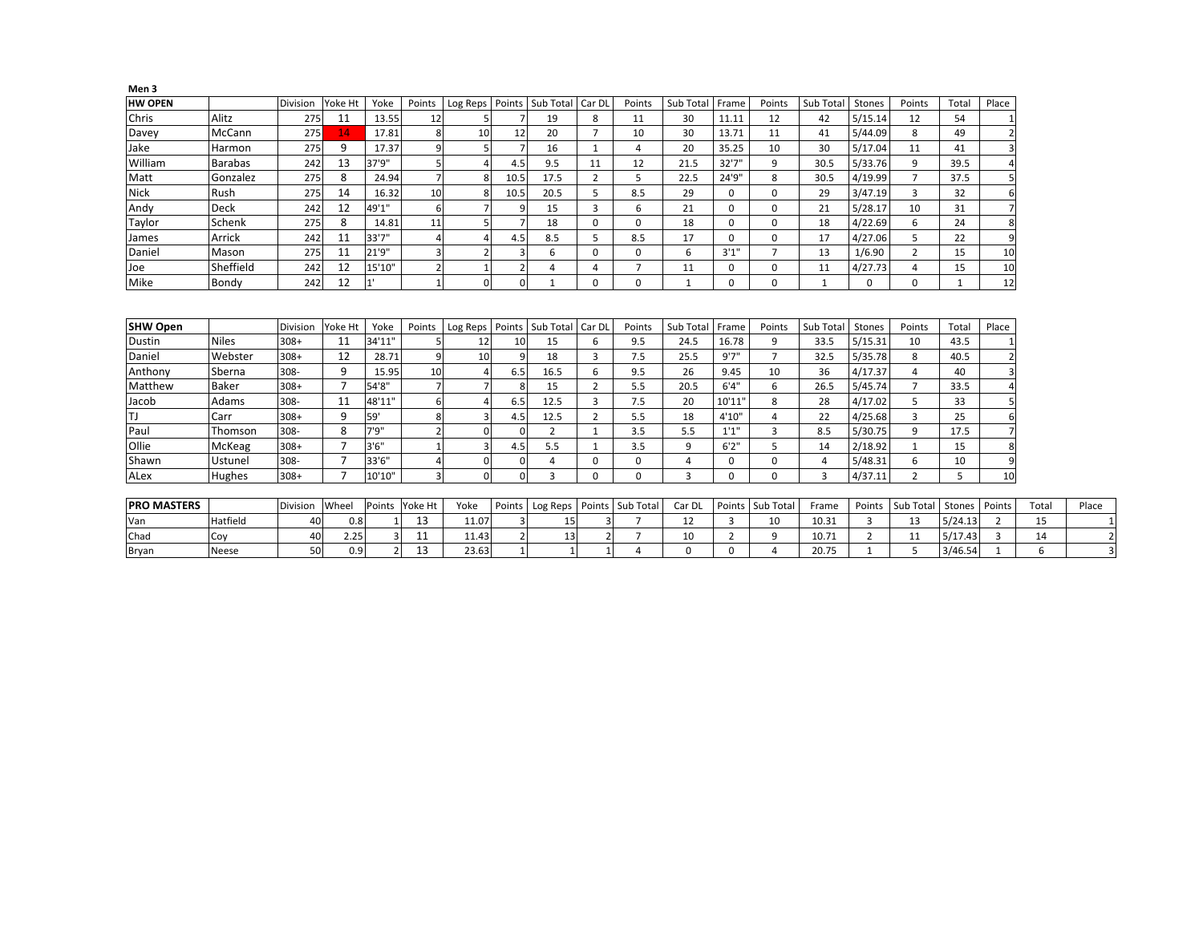**Men 3**

| HW OPEN | | Division | Yoke Ht | Yoke | Points | Log Reps | Points | Sub Total | Car DL | Points | Sub Total | Frame | Points | Sub Total | Stones | Points | Total | Place |
|---|---|---|---|---|---|---|---|---|---|---|---|---|---|---|---|---|---|---|
| Chris | Alitz | 275 | 11 | 13.55 | 12 | 5 | 7 | 19 | 8 | 11 | 30 | 11.11 | 12 | 42 | 5/15.14 | 12 | 54 | 1 |
| Davey | McCann | 275 | 14 | 17.81 | 8 | 10 | 12 | 20 | 7 | 10 | 30 | 13.71 | 11 | 41 | 5/44.09 | 8 | 49 | 2 |
| Jake | Harmon | 275 | 9 | 17.37 | 9 | 5 | 7 | 16 | 1 | 4 | 20 | 35.25 | 10 | 30 | 5/17.04 | 11 | 41 | 3 |
| William | Barabas | 242 | 13 | 37'9" | 5 | 4 | 4.5 | 9.5 | 11 | 12 | 21.5 | 32'7" | 9 | 30.5 | 5/33.76 | 9 | 39.5 | 4 |
| Matt | Gonzalez | 275 | 8 | 24.94 | 7 | 8 | 10.5 | 17.5 | 2 | 5 | 22.5 | 24'9" | 8 | 30.5 | 4/19.99 | 7 | 37.5 | 5 |
| Nick | Rush | 275 | 14 | 16.32 | 10 | 8 | 10.5 | 20.5 | 5 | 8.5 | 29 | 0 | 0 | 29 | 3/47.19 | 3 | 32 | 6 |
| Andy | Deck | 242 | 12 | 49'1" | 6 | 7 | 9 | 15 | 3 | 6 | 21 | 0 | 0 | 21 | 5/28.17 | 10 | 31 | 7 |
| Taylor | Schenk | 275 | 8 | 14.81 | 11 | 5 | 7 | 18 | 0 | 0 | 18 | 0 | 0 | 18 | 4/22.69 | 6 | 24 | 8 |
| James | Arrick | 242 | 11 | 33'7" | 4 | 4 | 4.5 | 8.5 | 5 | 8.5 | 17 | 0 | 0 | 17 | 4/27.06 | 5 | 22 | 9 |
| Daniel | Mason | 275 | 11 | 21'9" | 3 | 2 | 3 | 6 | 0 | 0 | 6 | 3'1" | 7 | 13 | 1/6.90 | 2 | 15 | 10 |
| Joe | Sheffield | 242 | 12 | 15'10" | 2 | 1 | 2 | 4 | 4 | 7 | 11 | 0 | 0 | 11 | 4/27.73 | 4 | 15 | 10 |
| Mike | Bondy | 242 | 12 | 1' | 1 | 0 | 0 | 1 | 0 | 0 | 1 | 0 | 0 | 1 | 0 | 0 | 1 | 12 |

| SHW Open | | Division | Yoke Ht | Yoke | Points | Log Reps | Points | Sub Total | Car DL | Points | Sub Total | Frame | Points | Sub Total | Stones | Points | Total | Place |
|---|---|---|---|---|---|---|---|---|---|---|---|---|---|---|---|---|---|---|
| Dustin | Niles | 308+ | 11 | 34'11" | 5 | 12 | 10 | 15 | 6 | 9.5 | 24.5 | 16.78 | 9 | 33.5 | 5/15.31 | 10 | 43.5 | 1 |
| Daniel | Webster | 308+ | 12 | 28.71 | 9 | 10 | 9 | 18 | 3 | 7.5 | 25.5 | 9'7" | 7 | 32.5 | 5/35.78 | 8 | 40.5 | 2 |
| Anthony | Sberna | 308- | 9 | 15.95 | 10 | 4 | 6.5 | 16.5 | 6 | 9.5 | 26 | 9.45 | 10 | 36 | 4/17.37 | 4 | 40 | 3 |
| Matthew | Baker | 308+ | 7 | 54'8" | 7 | 7 | 8 | 15 | 2 | 5.5 | 20.5 | 6'4" | 6 | 26.5 | 5/45.74 | 7 | 33.5 | 4 |
| Jacob | Adams | 308- | 11 | 48'11" | 6 | 4 | 6.5 | 12.5 | 3 | 7.5 | 20 | 10'11" | 8 | 28 | 4/17.02 | 5 | 33 | 5 |
| TJ | Carr | 308+ | 9 | 59' | 8 | 3 | 4.5 | 12.5 | 2 | 5.5 | 18 | 4'10" | 4 | 22 | 4/25.68 | 3 | 25 | 6 |
| Paul | Thomson | 308- | 8 | 7'9" | 2 | 0 | 0 | 2 | 1 | 3.5 | 5.5 | 1'1" | 3 | 8.5 | 5/30.75 | 9 | 17.5 | 7 |
| Ollie | McKeag | 308+ | 7 | 3'6" | 1 | 3 | 4.5 | 5.5 | 1 | 3.5 | 9 | 6'2" | 5 | 14 | 2/18.92 | 1 | 15 | 8 |
| Shawn | Ustunel | 308- | 7 | 33'6" | 4 | 0 | 0 | 4 | 0 | 0 | 4 | 0 | 0 | 4 | 5/48.31 | 6 | 10 | 9 |
| ALex | Hughes | 308+ | 7 | 10'10" | 3 | 0 | 0 | 3 | 0 | 0 | 3 | 0 | 0 | 3 | 4/37.11 | 2 | 5 | 10 |

| PRO MASTERS | | Division | Wheel | Points | Yoke Ht | Yoke | Points | Log Reps | Points | Sub Total | Car DL | Points | Sub Total | Frame | Points | Sub Total | Stones | Points | Total | Place |
|---|---|---|---|---|---|---|---|---|---|---|---|---|---|---|---|---|---|---|---|---|
| Van | Hatfield | 40 | 0.8 | 1 | 13 | 11.07 | 3 | 15 | 3 | 7 | 12 | 3 | 10 | 10.31 | 3 | 13 | 5/24.13 | 2 | 15 | 1 |
| Chad | Coy | 40 | 2.25 | 3 | 11 | 11.43 | 2 | 13 | 2 | 7 | 10 | 2 | 9 | 10.71 | 2 | 11 | 5/17.43 | 3 | 14 | 2 |
| Bryan | Neese | 50 | 0.9 | 2 | 13 | 23.63 | 1 | 1 | 1 | 4 | 0 | 0 | 4 | 20.75 | 1 | 5 | 3/46.54 | 1 | 6 | 3 |